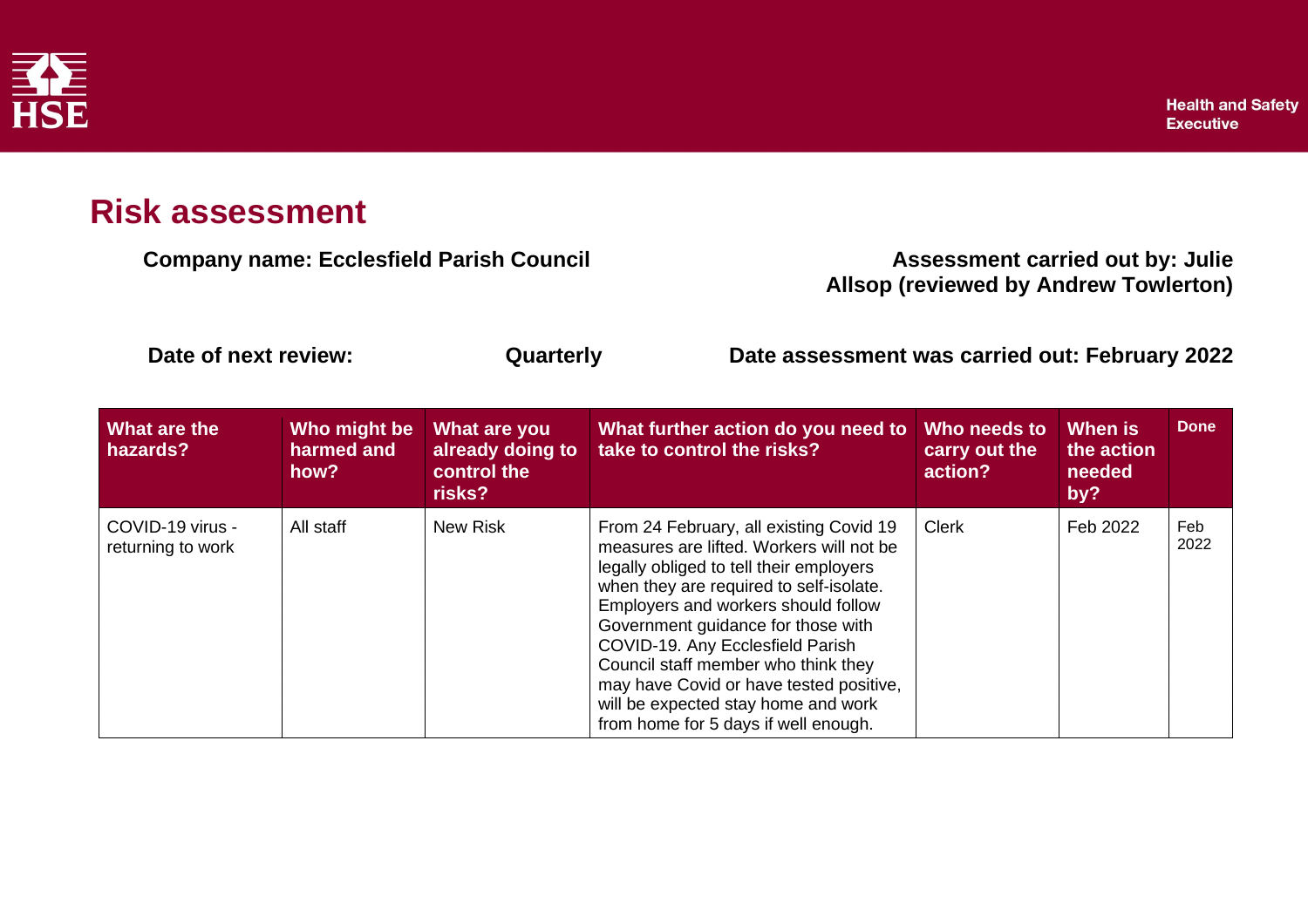HSE

Health and Safety Executive

# Risk assessment

**Company name: Ecclesfield Parish Council**

**Assessment carried out by: Julie Allsop (reviewed by Andrew Towlerton)**

**Date of next review:** **Quarterly**

**Date assessment was carried out: February 2022**

| What are the hazards? | Who might be harmed and how? | What are you already doing to control the risks? | What further action do you need to take to control the risks? | Who needs to carry out the action? | When is the action needed by? | Done |
|---|---|---|---|---|---|---|
| COVID-19 virus - returning to work | All staff | New Risk | From 24 February, all existing Covid 19 measures are lifted. Workers will not be legally obliged to tell their employers when they are required to self-isolate. Employers and workers should follow Government guidance for those with COVID-19. Any Ecclesfield Parish Council staff member who think they may have Covid or have tested positive, will be expected stay home and work from home for 5 days if well enough. | Clerk | Feb 2022 | Feb 2022 |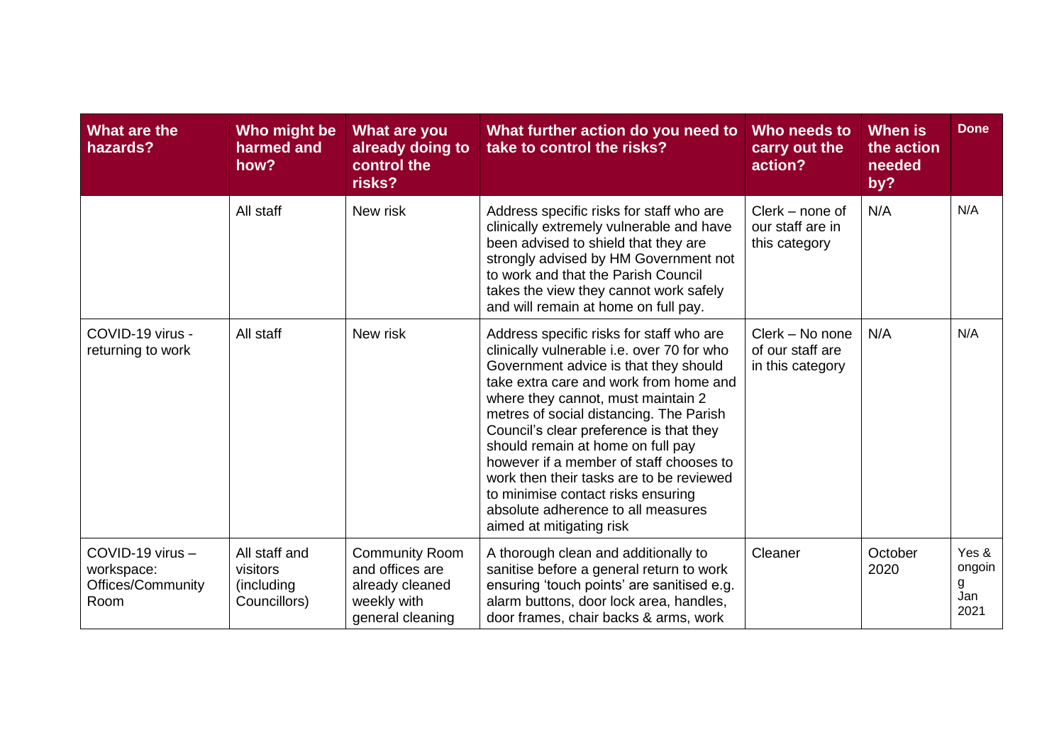| What are the hazards? | Who might be harmed and how? | What are you already doing to control the risks? | What further action do you need to take to control the risks? | Who needs to carry out the action? | When is the action needed by? | Done |
|---|---|---|---|---|---|---|
| | All staff | New risk | Address specific risks for staff who are clinically extremely vulnerable and have been advised to shield that they are strongly advised by HM Government not to work and that the Parish Council takes the view they cannot work safely and will remain at home on full pay. | Clerk – none of our staff are in this category | N/A | N/A |
| COVID-19 virus - returning to work | All staff | New risk | Address specific risks for staff who are clinically vulnerable i.e. over 70 for who Government advice is that they should take extra care and work from home and where they cannot, must maintain 2 metres of social distancing. The Parish Council's clear preference is that they should remain at home on full pay however if a member of staff chooses to work then their tasks are to be reviewed to minimise contact risks ensuring absolute adherence to all measures aimed at mitigating risk | Clerk – No none of our staff are in this category | N/A | N/A |
| COVID-19 virus – workspace: Offices/Community Room | All staff and visitors (including Councillors) | Community Room and offices are already cleaned weekly with general cleaning | A thorough clean and additionally to sanitise before a general return to work ensuring 'touch points' are sanitised e.g. alarm buttons, door lock area, handles, door frames, chair backs & arms, work | Cleaner | October 2020 | Yes & ongoing Jan 2021 |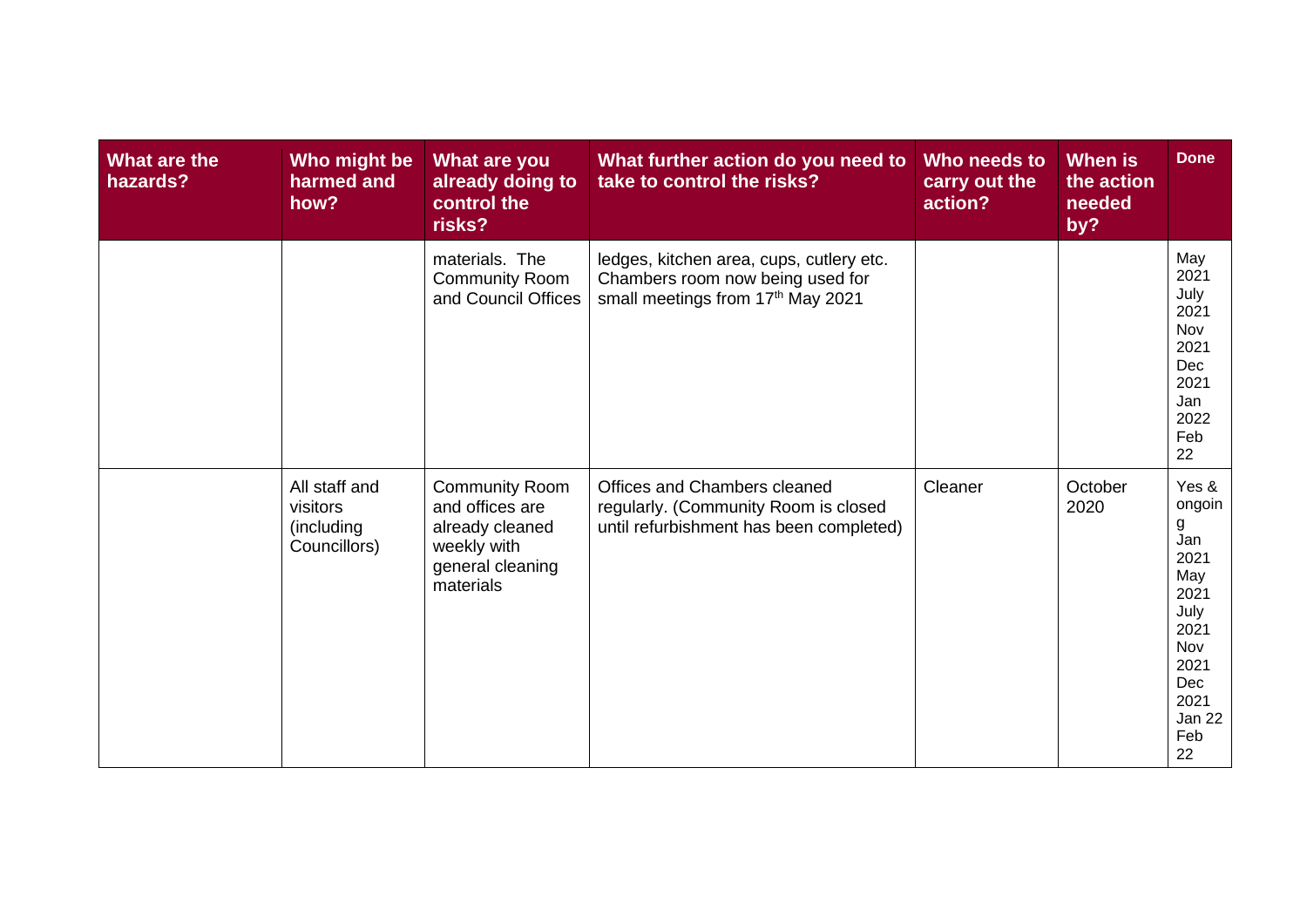| What are the hazards? | Who might be harmed and how? | What are you already doing to control the risks? | What further action do you need to take to control the risks? | Who needs to carry out the action? | When is the action needed by? | Done |
|---|---|---|---|---|---|---|
| | | materials. The Community Room and Council Offices | ledges, kitchen area, cups, cutlery etc. Chambers room now being used for small meetings from 17th May 2021 | | | May 2021 July 2021 Nov 2021 Dec 2021 Jan 2022 Feb 22 |
| | All staff and visitors (including Councillors) | Community Room and offices are already cleaned weekly with general cleaning materials | Offices and Chambers cleaned regularly. (Community Room is closed until refurbishment has been completed) | Cleaner | October 2020 | Yes & ongoing Jan 2021 May 2021 July 2021 Nov 2021 Dec 2021 Jan 22 Feb 22 |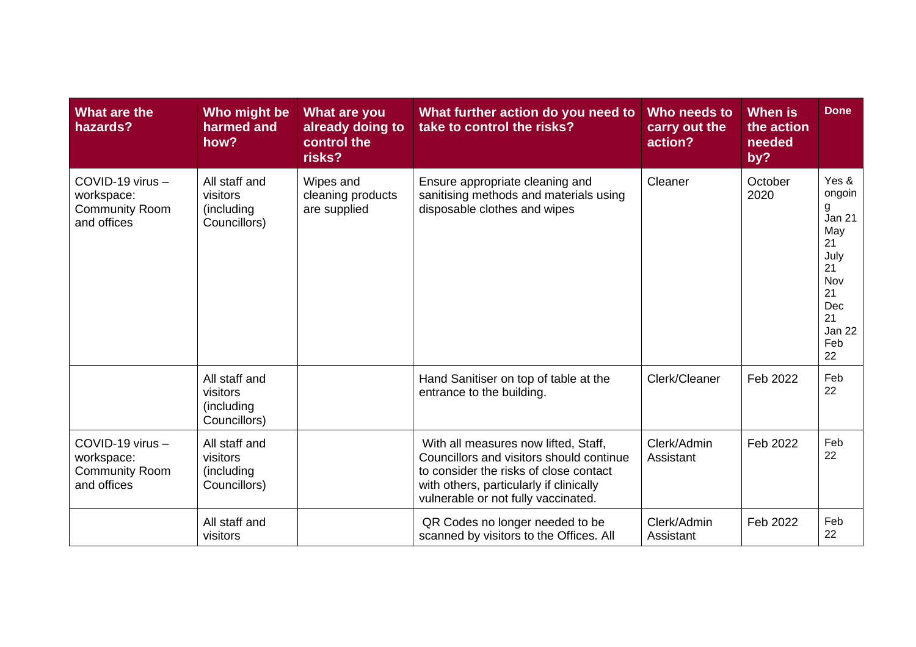| What are the hazards? | Who might be harmed and how? | What are you already doing to control the risks? | What further action do you need to take to control the risks? | Who needs to carry out the action? | When is the action needed by? | Done |
|---|---|---|---|---|---|---|
| COVID-19 virus – workspace: Community Room and offices | All staff and visitors (including Councillors) | Wipes and cleaning products are supplied | Ensure appropriate cleaning and sanitising methods and materials using disposable clothes and wipes | Cleaner | October 2020 | Yes & ongoing Jan 21 May 21 July 21 Nov 21 Dec 21 Jan 22 Feb 22 |
| | All staff and visitors (including Councillors) | | Hand Sanitiser on top of table at the entrance to the building. | Clerk/Cleaner | Feb 2022 | Feb 22 |
| COVID-19 virus – workspace: Community Room and offices | All staff and visitors (including Councillors) | | With all measures now lifted, Staff, Councillors and visitors should continue to consider the risks of close contact with others, particularly if clinically vulnerable or not fully vaccinated. | Clerk/Admin Assistant | Feb 2022 | Feb 22 |
| | All staff and visitors | | QR Codes no longer needed to be scanned by visitors to the Offices. All | Clerk/Admin Assistant | Feb 2022 | Feb 22 |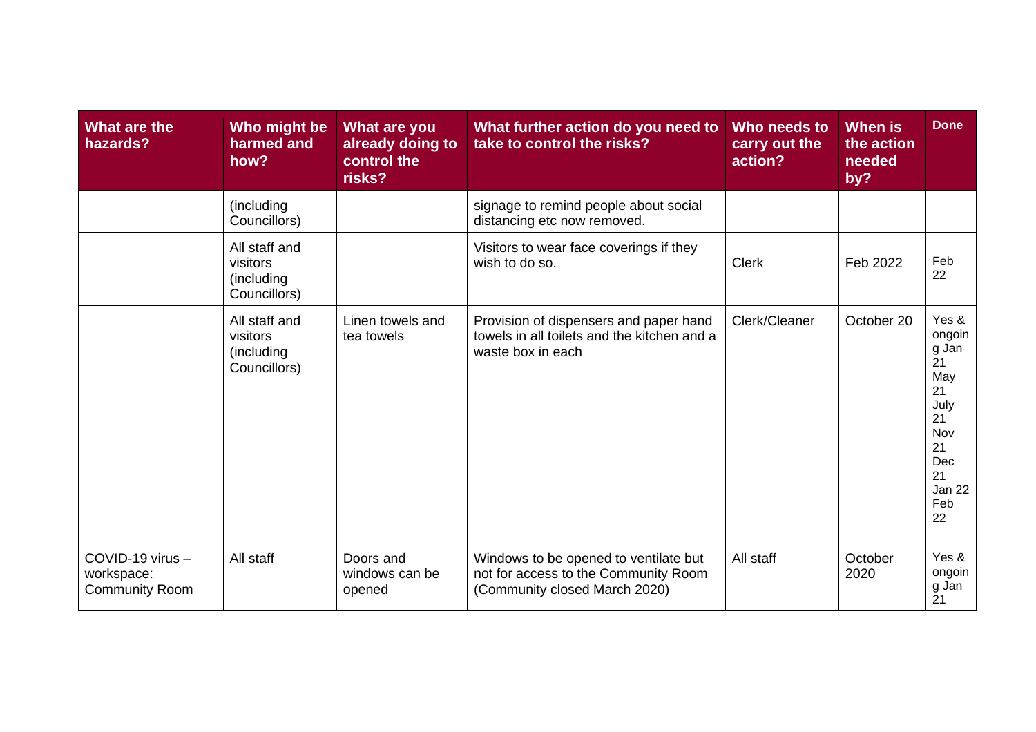| What are the hazards? | Who might be harmed and how? | What are you already doing to control the risks? | What further action do you need to take to control the risks? | Who needs to carry out the action? | When is the action needed by? | Done |
|---|---|---|---|---|---|---|
| | (including Councillors) | | signage to remind people about social distancing etc now removed. | | | |
| | All staff and visitors (including Councillors) | | Visitors to wear face coverings if they wish to do so. | Clerk | Feb 2022 | Feb 22 |
| | All staff and visitors (including Councillors) | Linen towels and tea towels | Provision of dispensers and paper hand towels in all toilets and the kitchen and a waste box in each | Clerk/Cleaner | October 20 | Yes & ongoing Jan 21 May 21 July 21 Nov 21 Dec 21 Jan 22 Feb 22 |
| COVID-19 virus – workspace: Community Room | All staff | Doors and windows can be opened | Windows to be opened to ventilate but not for access to the Community Room (Community closed March 2020) | All staff | October 2020 | Yes & ongoing Jan 21 |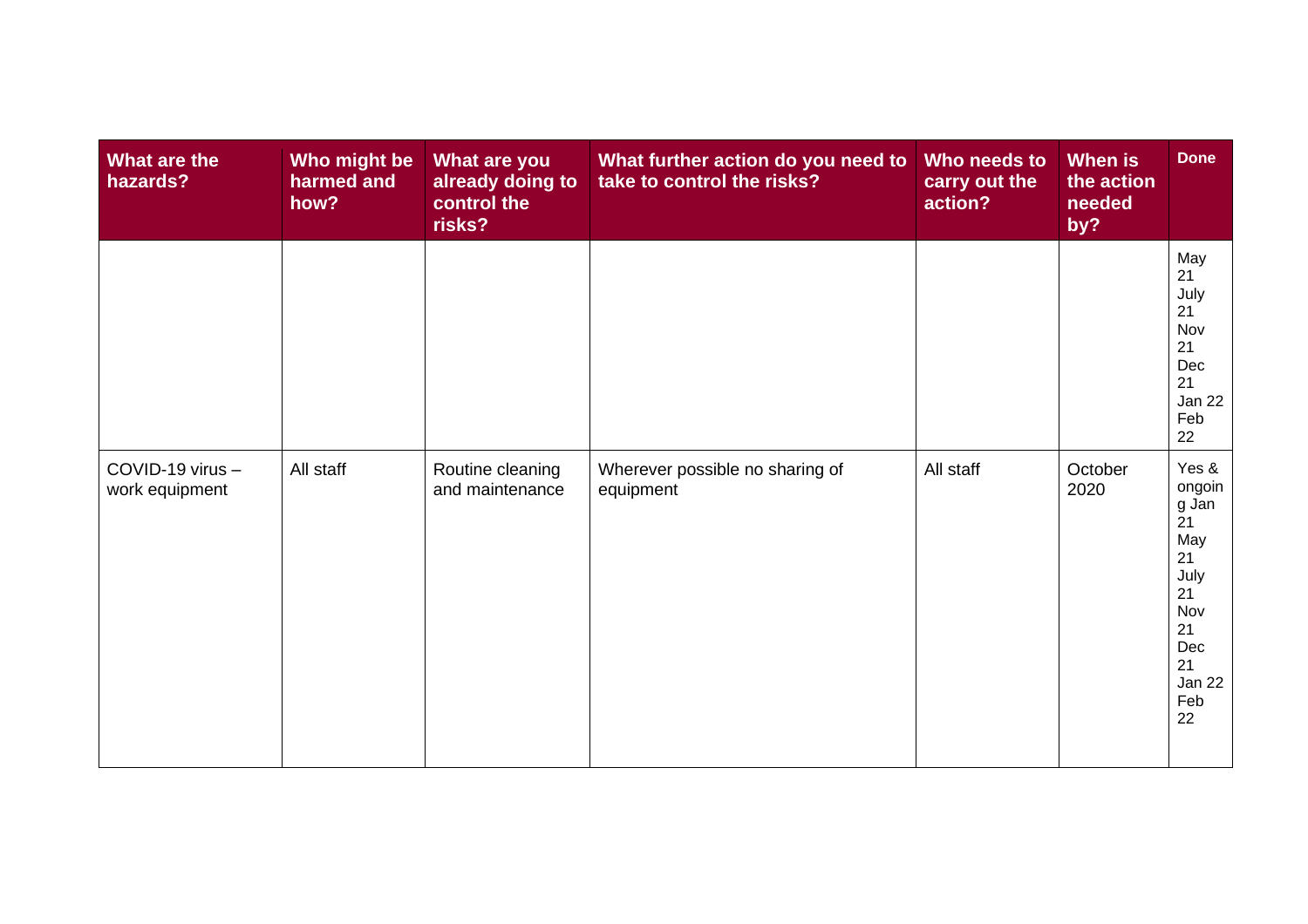| What are the hazards? | Who might be harmed and how? | What are you already doing to control the risks? | What further action do you need to take to control the risks? | Who needs to carry out the action? | When is the action needed by? | Done |
|---|---|---|---|---|---|---|
| | | | | | | May 21 July 21 Nov 21 Dec 21 Jan 22 Feb 22 |
| COVID-19 virus – work equipment | All staff | Routine cleaning and maintenance | Wherever possible no sharing of equipment | All staff | October 2020 | Yes & ongoing Jan 21 May 21 July 21 Nov 21 Dec 21 Jan 22 Feb 22 |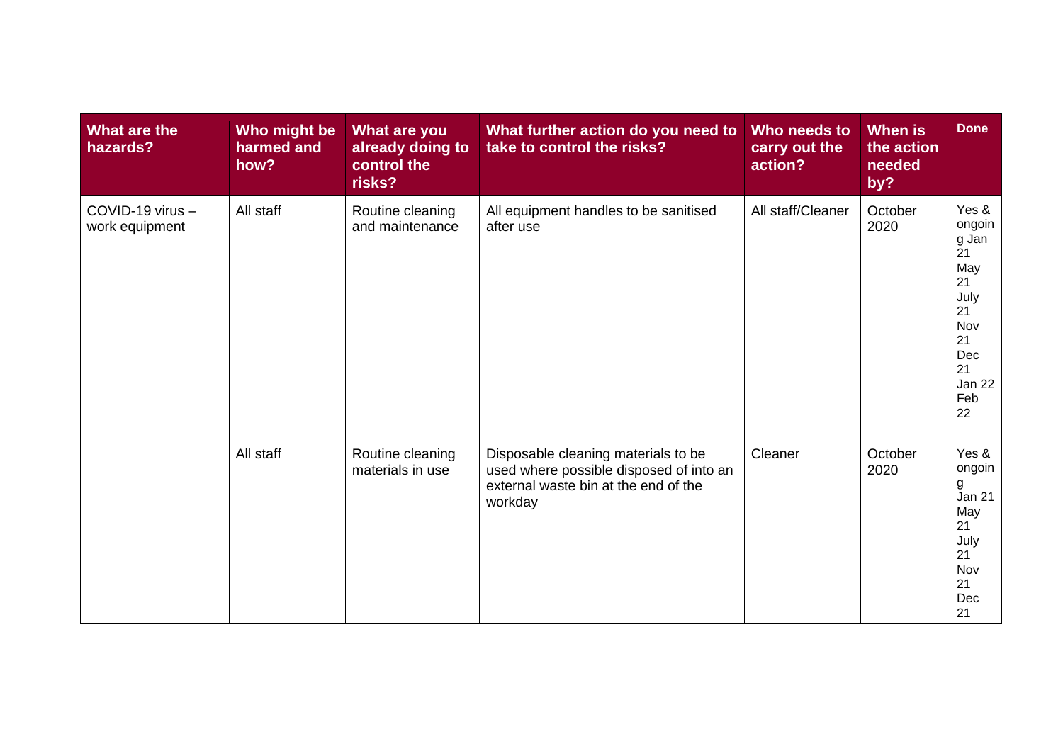| What are the hazards? | Who might be harmed and how? | What are you already doing to control the risks? | What further action do you need to take to control the risks? | Who needs to carry out the action? | When is the action needed by? | Done |
|---|---|---|---|---|---|---|
| COVID-19 virus – work equipment | All staff | Routine cleaning and maintenance | All equipment handles to be sanitised after use | All staff/Cleaner | October 2020 | Yes & ongoing Jan 21 May 21 July 21 Nov 21 Dec 21 Jan 22 Feb 22 |
| | All staff | Routine cleaning materials in use | Disposable cleaning materials to be used where possible disposed of into an external waste bin at the end of the workday | Cleaner | October 2020 | Yes & ongoing Jan 21 May 21 July 21 Nov 21 Dec 21 |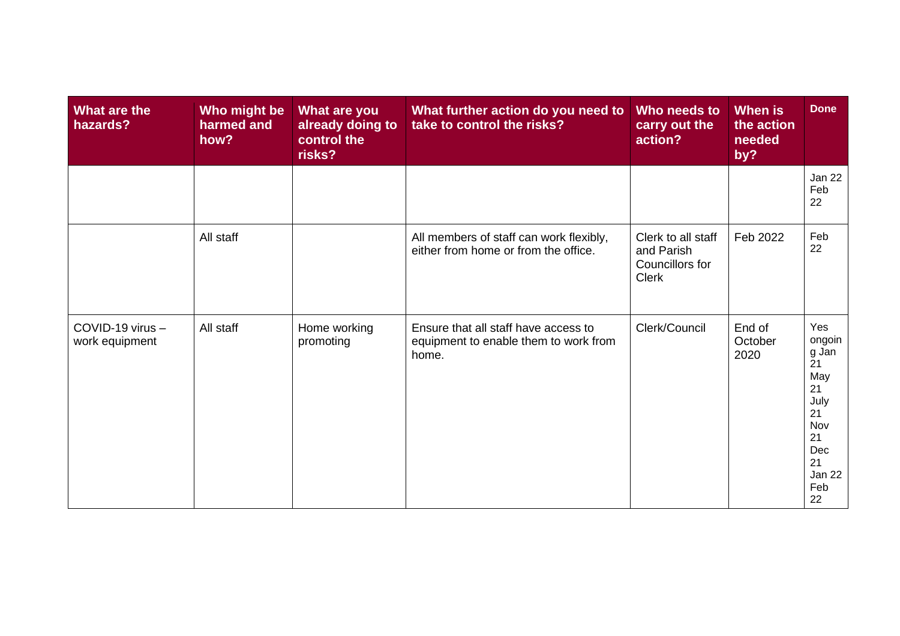| What are the hazards? | Who might be harmed and how? | What are you already doing to control the risks? | What further action do you need to take to control the risks? | Who needs to carry out the action? | When is the action needed by? | Done |
|---|---|---|---|---|---|---|
| | | | | | | Jan 22 Feb 22 |
| | All staff | | All members of staff can work flexibly, either from home or from the office. | Clerk to all staff and Parish Councillors for Clerk | Feb 2022 | Feb 22 |
| COVID-19 virus – work equipment | All staff | Home working promoting | Ensure that all staff have access to equipment to enable them to work from home. | Clerk/Council | End of October 2020 | Yes ongoing Jan 21 May 21 July 21 Nov 21 Dec 21 Jan 22 Feb 22 |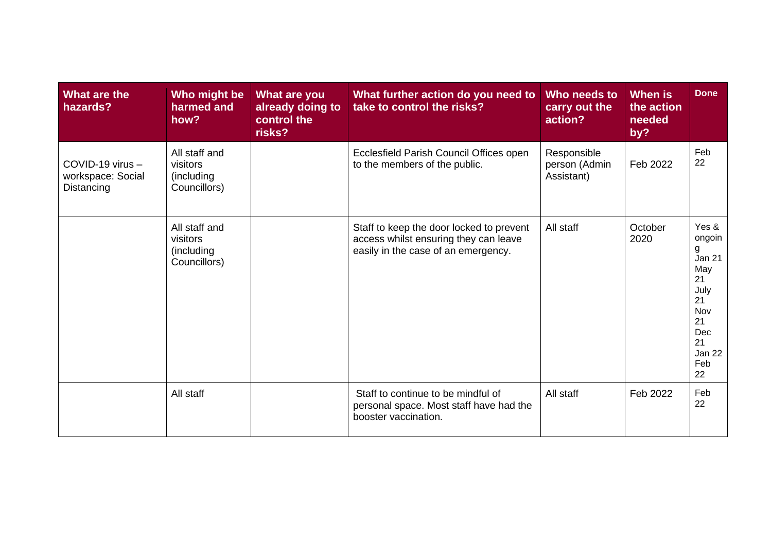| What are the hazards? | Who might be harmed and how? | What are you already doing to control the risks? | What further action do you need to take to control the risks? | Who needs to carry out the action? | When is the action needed by? | Done |
|---|---|---|---|---|---|---|
| COVID-19 virus – workspace: Social Distancing | All staff and visitors (including Councillors) | | Ecclesfield Parish Council Offices open to the members of the public. | Responsible person (Admin Assistant) | Feb 2022 | Feb 22 |
| | All staff and visitors (including Councillors) | | Staff to keep the door locked to prevent access whilst ensuring they can leave easily in the case of an emergency. | All staff | October 2020 | Yes & ongoing Jan 21 May 21 July 21 Nov 21 Dec 21 Jan 22 Feb 22 |
| | All staff | | Staff to continue to be mindful of personal space. Most staff have had the booster vaccination. | All staff | Feb 2022 | Feb 22 |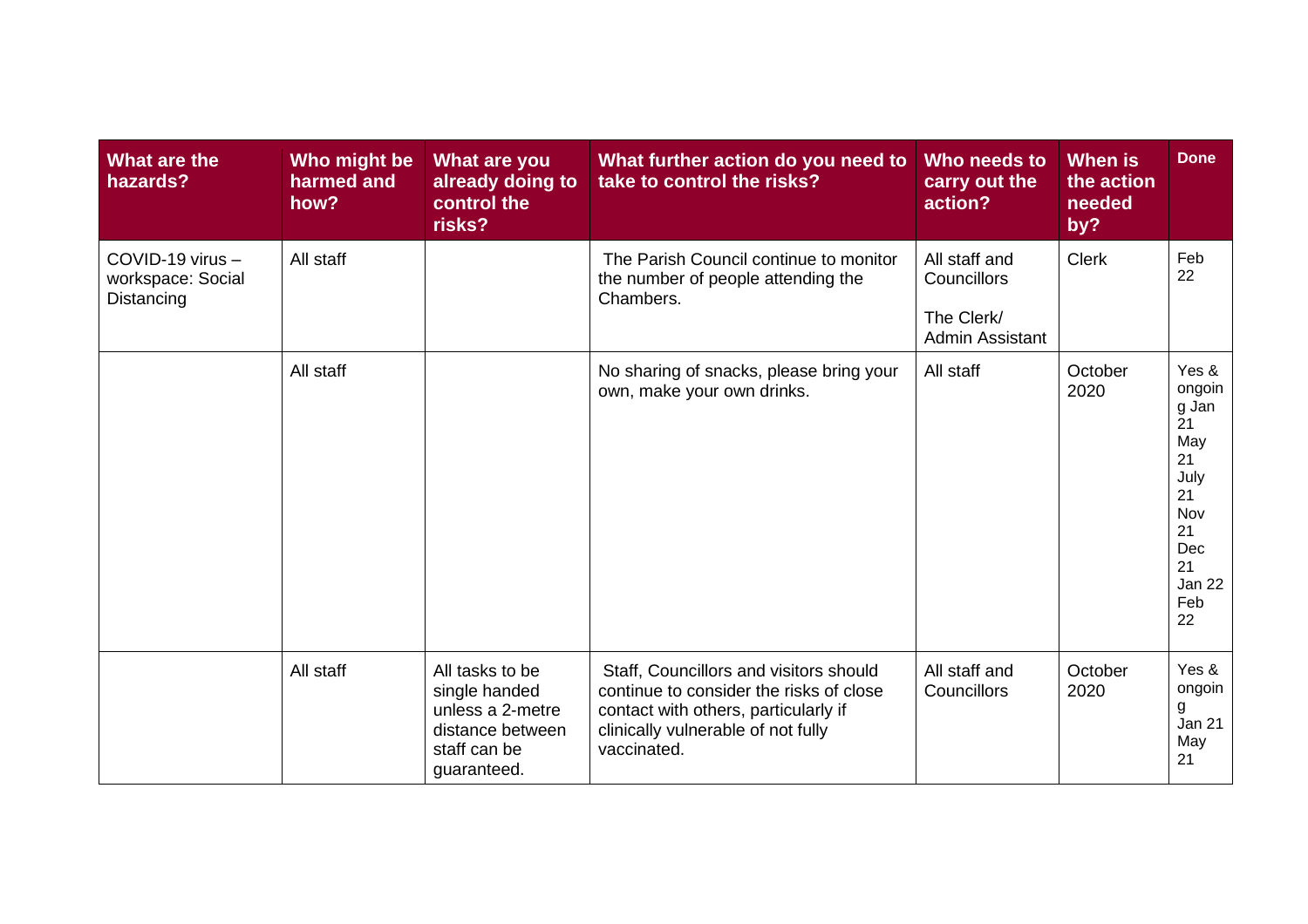| What are the hazards? | Who might be harmed and how? | What are you already doing to control the risks? | What further action do you need to take to control the risks? | Who needs to carry out the action? | When is the action needed by? | Done |
|---|---|---|---|---|---|---|
| COVID-19 virus – workspace: Social Distancing | All staff | | The Parish Council continue to monitor the number of people attending the Chambers. | All staff and Councillors<br><br>The Clerk/ Admin Assistant | Clerk | Feb 22 |
| | All staff | | No sharing of snacks, please bring your own, make your own drinks. | All staff | October 2020 | Yes & ongoing Jan 21 May 21 July 21 Nov 21 Dec 21 Jan 22 Feb 22 |
| | All staff | All tasks to be single handed unless a 2-metre distance between staff can be guaranteed. | Staff, Councillors and visitors should continue to consider the risks of close contact with others, particularly if clinically vulnerable of not fully vaccinated. | All staff and Councillors | October 2020 | Yes & ongoing Jan 21 May 21 |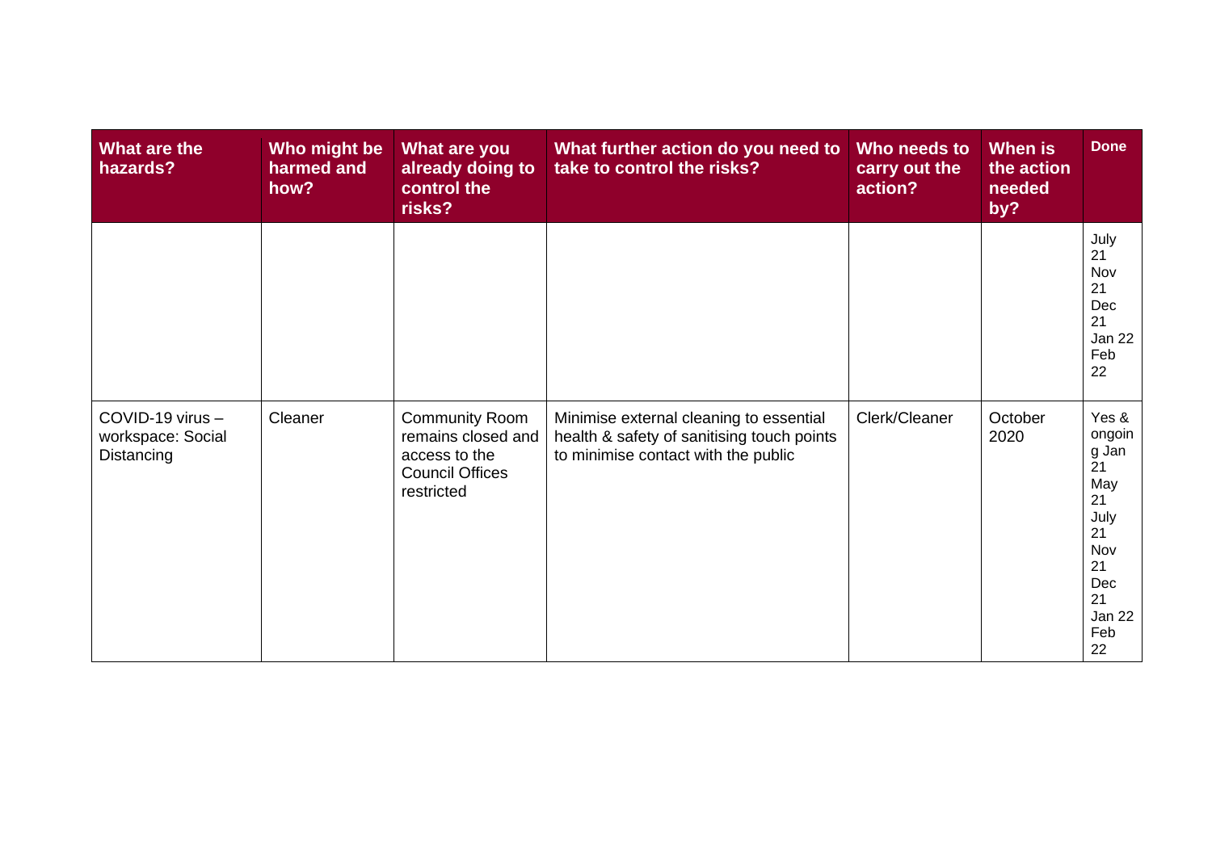| What are the hazards? | Who might be harmed and how? | What are you already doing to control the risks? | What further action do you need to take to control the risks? | Who needs to carry out the action? | When is the action needed by? | Done |
|---|---|---|---|---|---|---|
| | | | | | | July 21 Nov 21 Dec 21 Jan 22 Feb 22 |
| COVID-19 virus – workspace: Social Distancing | Cleaner | Community Room remains closed and access to the Council Offices restricted | Minimise external cleaning to essential health & safety of sanitising touch points to minimise contact with the public | Clerk/Cleaner | October 2020 | Yes & ongoing Jan 21 May 21 July 21 Nov 21 Dec 21 Jan 22 Feb 22 |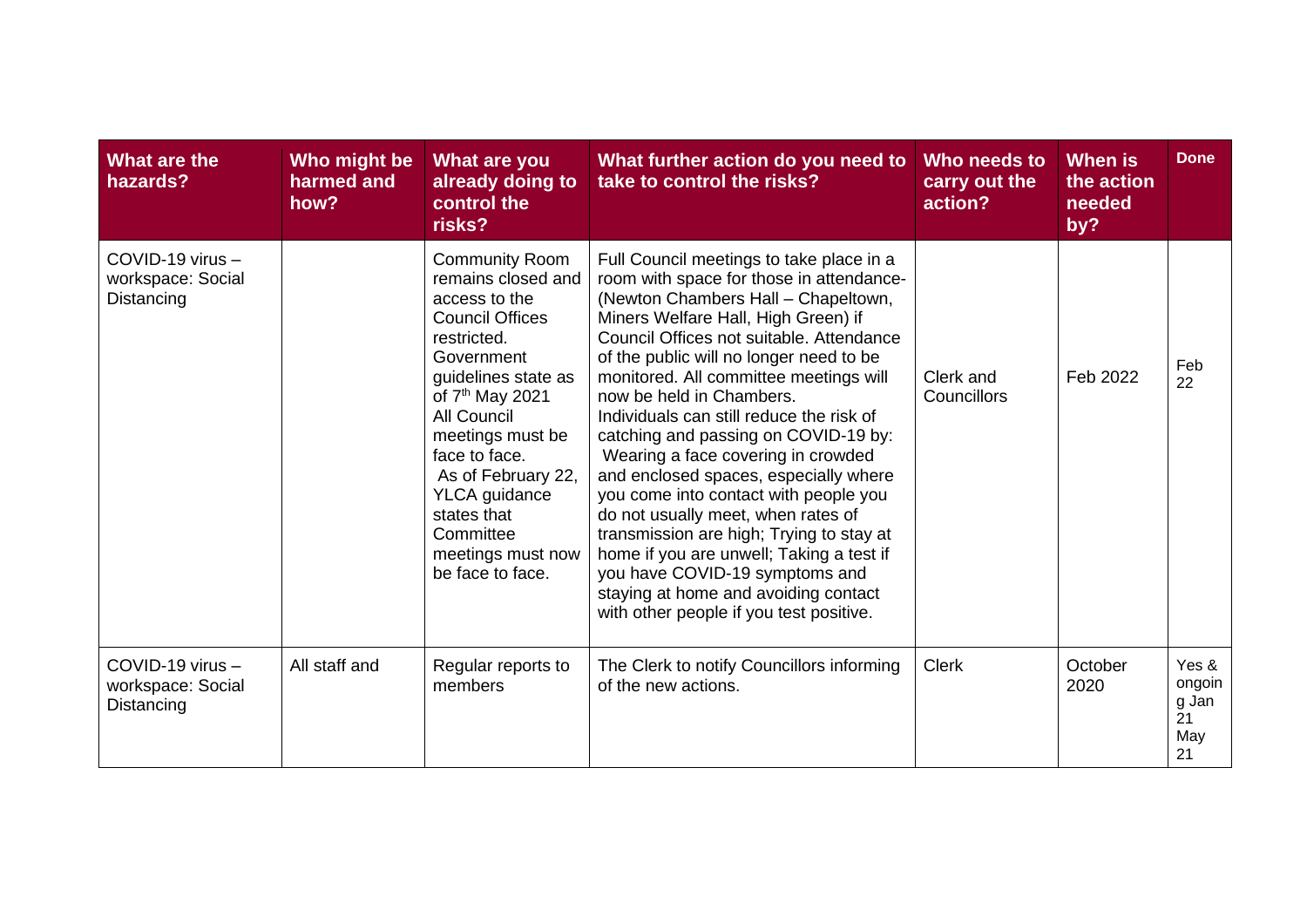| What are the hazards? | Who might be harmed and how? | What are you already doing to control the risks? | What further action do you need to take to control the risks? | Who needs to carry out the action? | When is the action needed by? | Done |
|---|---|---|---|---|---|---|
| COVID-19 virus – workspace: Social Distancing | | Community Room remains closed and access to the Council Offices restricted. Government guidelines state as of 7th May 2021 All Council meetings must be face to face. As of February 22, YLCA guidance states that Committee meetings must now be face to face. | Full Council meetings to take place in a room with space for those in attendance- (Newton Chambers Hall – Chapeltown, Miners Welfare Hall, High Green) if Council Offices not suitable. Attendance of the public will no longer need to be monitored. All committee meetings will now be held in Chambers. Individuals can still reduce the risk of catching and passing on COVID-19 by: Wearing a face covering in crowded and enclosed spaces, especially where you come into contact with people you do not usually meet, when rates of transmission are high; Trying to stay at home if you are unwell; Taking a test if you have COVID-19 symptoms and staying at home and avoiding contact with other people if you test positive. | Clerk and Councillors | Feb 2022 | Feb 22 |
| COVID-19 virus – workspace: Social Distancing | All staff and | Regular reports to members | The Clerk to notify Councillors informing of the new actions. | Clerk | October 2020 | Yes & ongoing Jan 21 May 21 |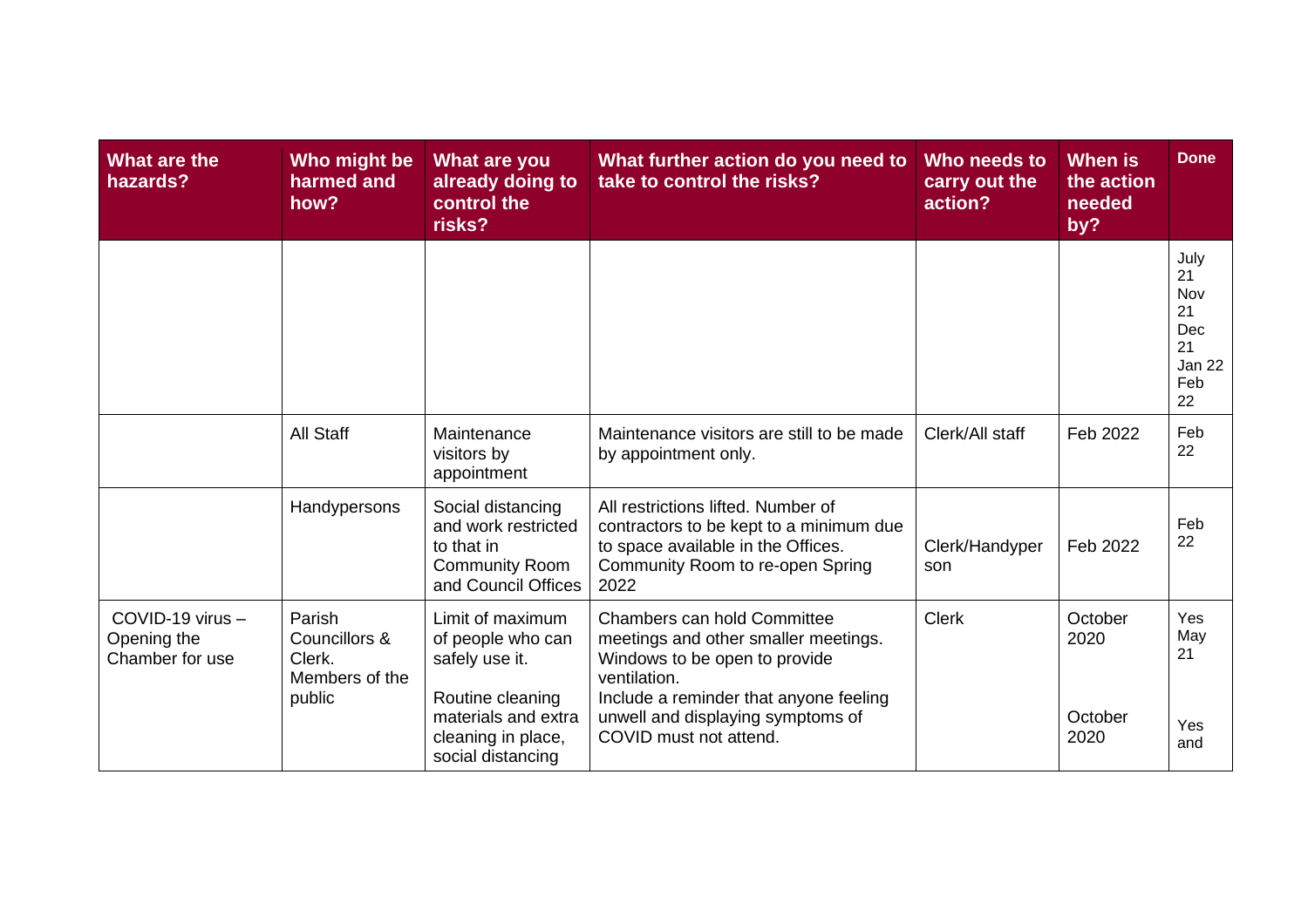| What are the hazards? | Who might be harmed and how? | What are you already doing to control the risks? | What further action do you need to take to control the risks? | Who needs to carry out the action? | When is the action needed by? | Done |
|---|---|---|---|---|---|---|
| | | | | | | July 21 Nov 21 Dec 21 Jan 22 Feb 22 |
| | All Staff | Maintenance visitors by appointment | Maintenance visitors are still to be made by appointment only. | Clerk/All staff | Feb 2022 | Feb 22 |
| | Handypersons | Social distancing and work restricted to that in Community Room and Council Offices | All restrictions lifted. Number of contractors to be kept to a minimum due to space available in the Offices. Community Room to re-open Spring 2022 | Clerk/Handyperson | Feb 2022 | Feb 22 |
| COVID-19 virus – Opening the Chamber for use | Parish Councillors & Clerk. Members of the public | Limit of maximum of people who can safely use it. Routine cleaning materials and extra cleaning in place, social distancing | Chambers can hold Committee meetings and other smaller meetings. Windows to be open to provide ventilation. Include a reminder that anyone feeling unwell and displaying symptoms of COVID must not attend. | Clerk | October 2020 October 2020 | Yes May 21 Yes and |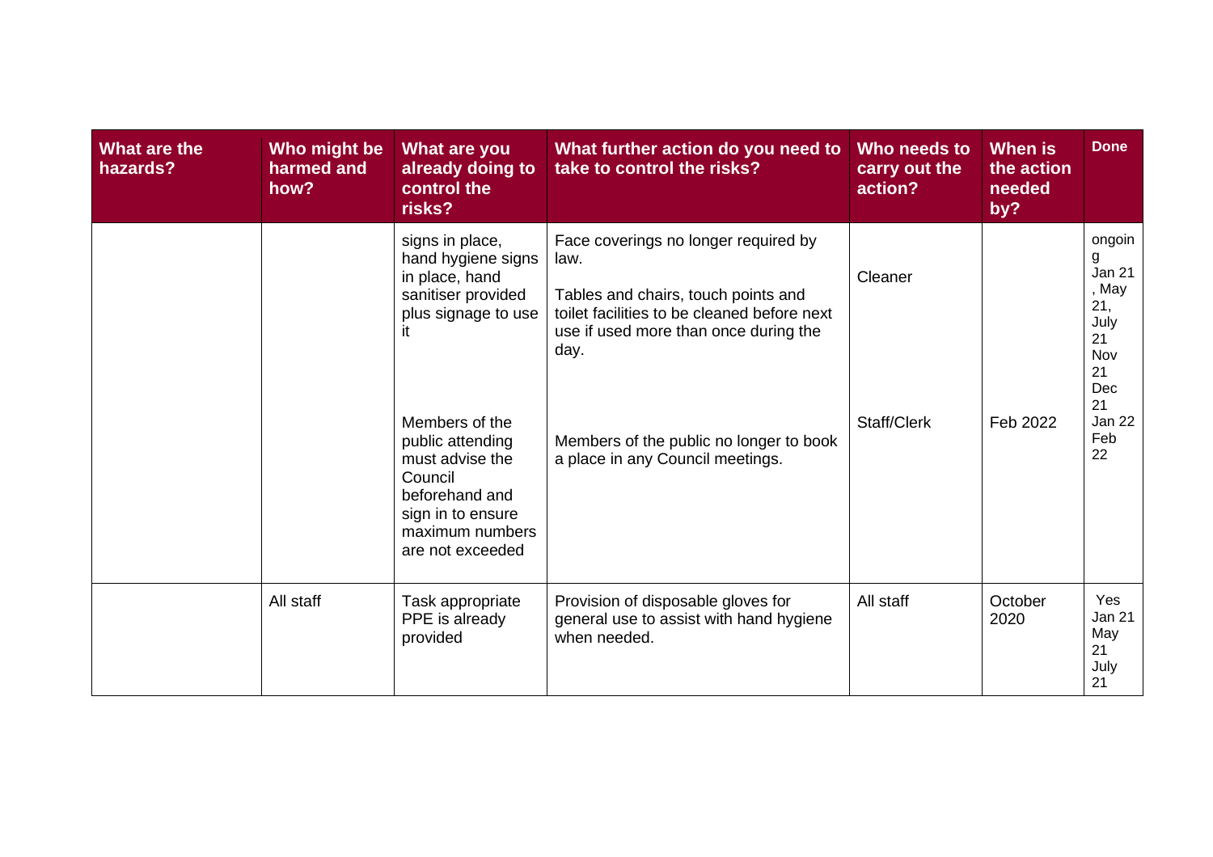| What are the hazards? | Who might be harmed and how? | What are you already doing to control the risks? | What further action do you need to take to control the risks? | Who needs to carry out the action? | When is the action needed by? | Done |
|---|---|---|---|---|---|---|
| | | signs in place, hand hygiene signs in place, hand sanitiser provided plus signage to use it<br><br>Members of the public attending must advise the Council beforehand and sign in to ensure maximum numbers are not exceeded | Face coverings no longer required by law.<br><br>Tables and chairs, touch points and toilet facilities to be cleaned before next use if used more than once during the day.<br><br>Members of the public no longer to book a place in any Council meetings. | Cleaner<br><br>Staff/Clerk | Feb 2022 | ongoing Jan 21, May 21, July 21 Nov 21 Dec 21 Jan 22 Feb 22 |
| | All staff | Task appropriate PPE is already provided | Provision of disposable gloves for general use to assist with hand hygiene when needed. | All staff | October 2020 | Yes Jan 21 May 21 July 21 |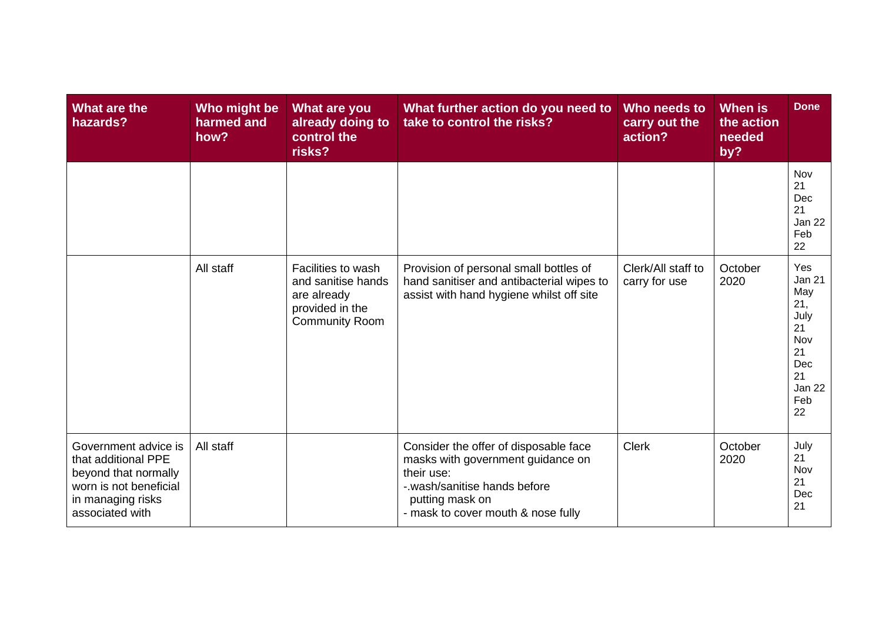| What are the hazards? | Who might be harmed and how? | What are you already doing to control the risks? | What further action do you need to take to control the risks? | Who needs to carry out the action? | When is the action needed by? | Done |
|---|---|---|---|---|---|---|
| | | | | | | Nov 21 Dec 21 Jan 22 Feb 22 |
| | All staff | Facilities to wash and sanitise hands are already provided in the Community Room | Provision of personal small bottles of hand sanitiser and antibacterial wipes to assist with hand hygiene whilst off site | Clerk/All staff to carry for use | October 2020 | Yes Jan 21 May 21, July 21 Nov 21 Dec 21 Jan 22 Feb 22 |
| Government advice is that additional PPE beyond that normally worn is not beneficial in managing risks associated with | All staff | | Consider the offer of disposable face masks with government guidance on their use:<br>-.wash/sanitise hands before putting mask on<br>- mask to cover mouth & nose fully | Clerk | October 2020 | July 21 Nov 21 Dec 21 |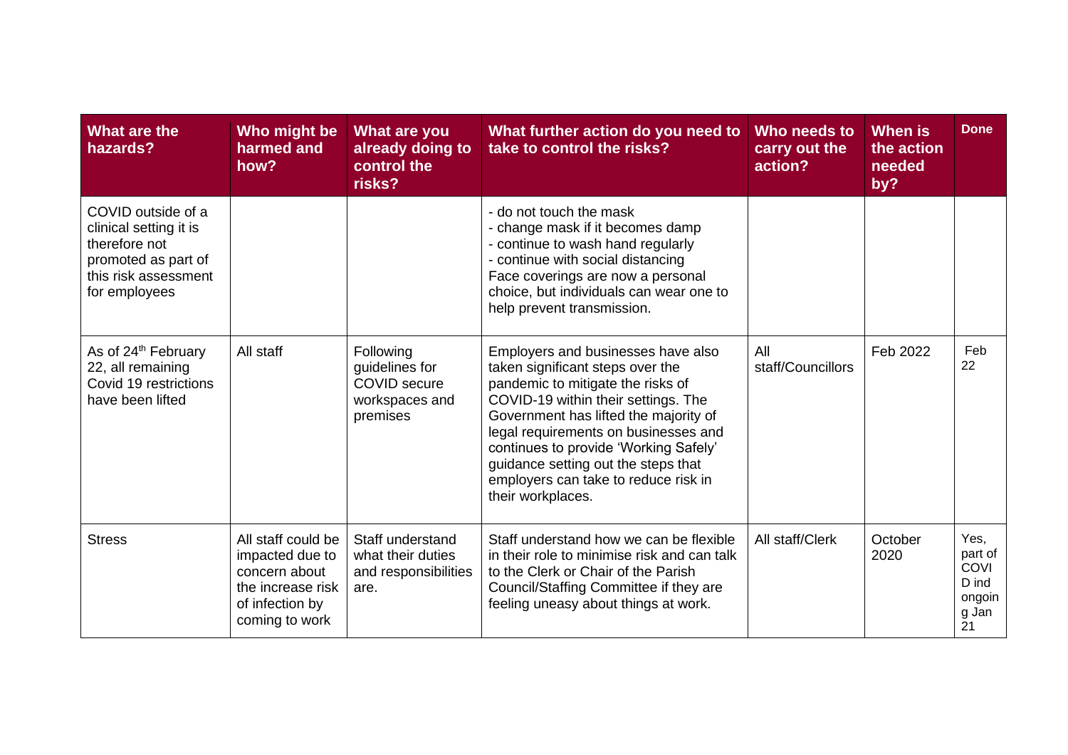| What are the hazards? | Who might be harmed and how? | What are you already doing to control the risks? | What further action do you need to take to control the risks? | Who needs to carry out the action? | When is the action needed by? | Done |
|---|---|---|---|---|---|---|
| COVID outside of a clinical setting it is therefore not promoted as part of this risk assessment for employees | | | - do not touch the mask<br>- change mask if it becomes damp<br>- continue to wash hand regularly<br>- continue with social distancing<br>Face coverings are now a personal choice, but individuals can wear one to help prevent transmission. | | | |
| As of 24th February 22, all remaining Covid 19 restrictions have been lifted | All staff | Following guidelines for COVID secure workspaces and premises | Employers and businesses have also taken significant steps over the pandemic to mitigate the risks of COVID-19 within their settings. The Government has lifted the majority of legal requirements on businesses and continues to provide 'Working Safely' guidance setting out the steps that employers can take to reduce risk in their workplaces. | All staff/Councillors | Feb 2022 | Feb 22 |
| Stress | All staff could be impacted due to concern about the increase risk of infection by coming to work | Staff understand what their duties and responsibilities are. | Staff understand how we can be flexible in their role to minimise risk and can talk to the Clerk or Chair of the Parish Council/Staffing Committee if they are feeling uneasy about things at work. | All staff/Clerk | October 2020 | Yes, part of COVID ind ongoing Jan 21 |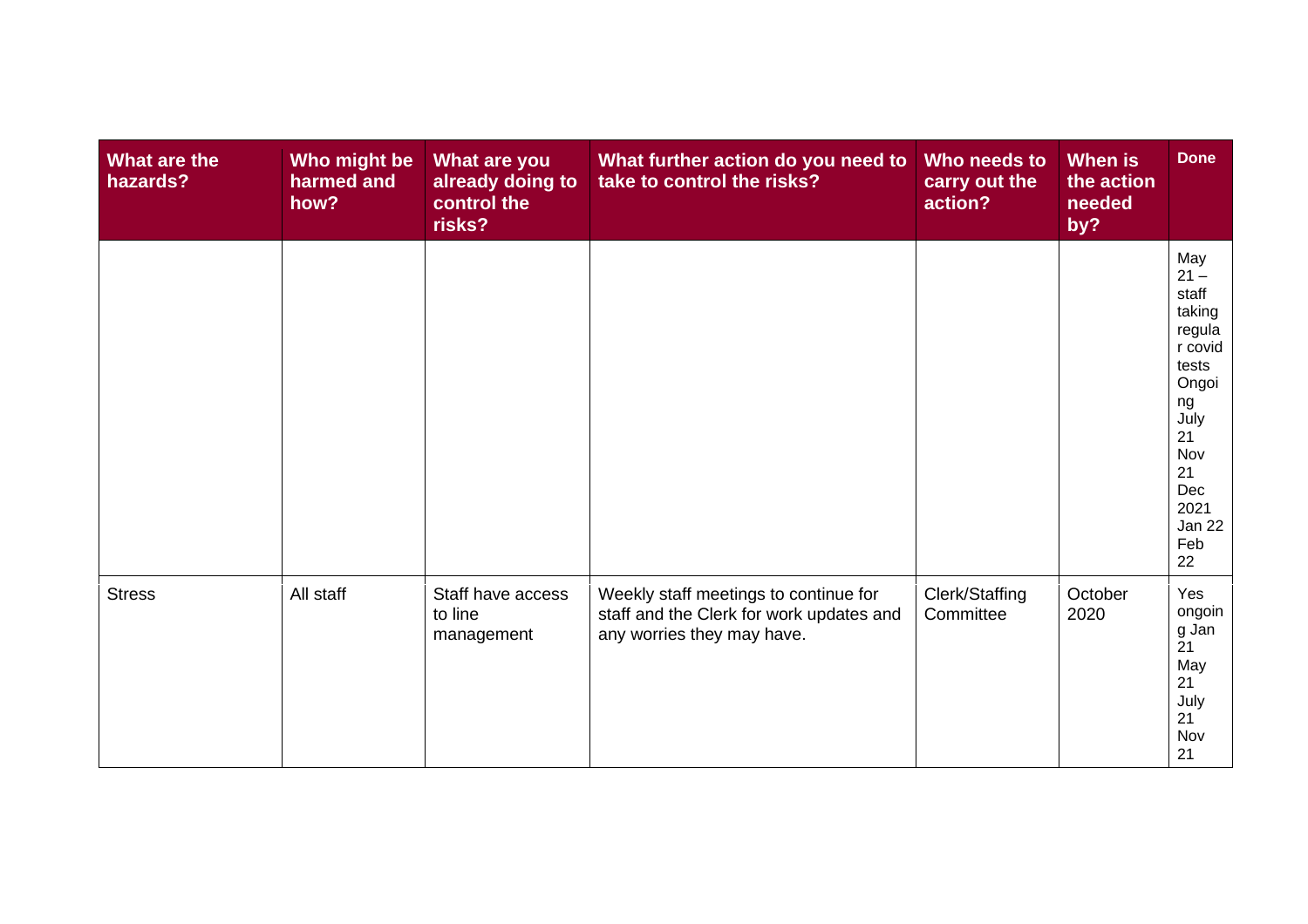| What are the hazards? | Who might be harmed and how? | What are you already doing to control the risks? | What further action do you need to take to control the risks? | Who needs to carry out the action? | When is the action needed by? | Done |
|---|---|---|---|---|---|---|
| | | | | | | May 21 – staff taking regular covid tests Ongoing July 21 Nov 21 Dec 2021 Jan 22 Feb 22 |
| Stress | All staff | Staff have access to line management | Weekly staff meetings to continue for staff and the Clerk for work updates and any worries they may have. | Clerk/Staffing Committee | October 2020 | Yes ongoing Jan 21 May 21 July 21 Nov 21 |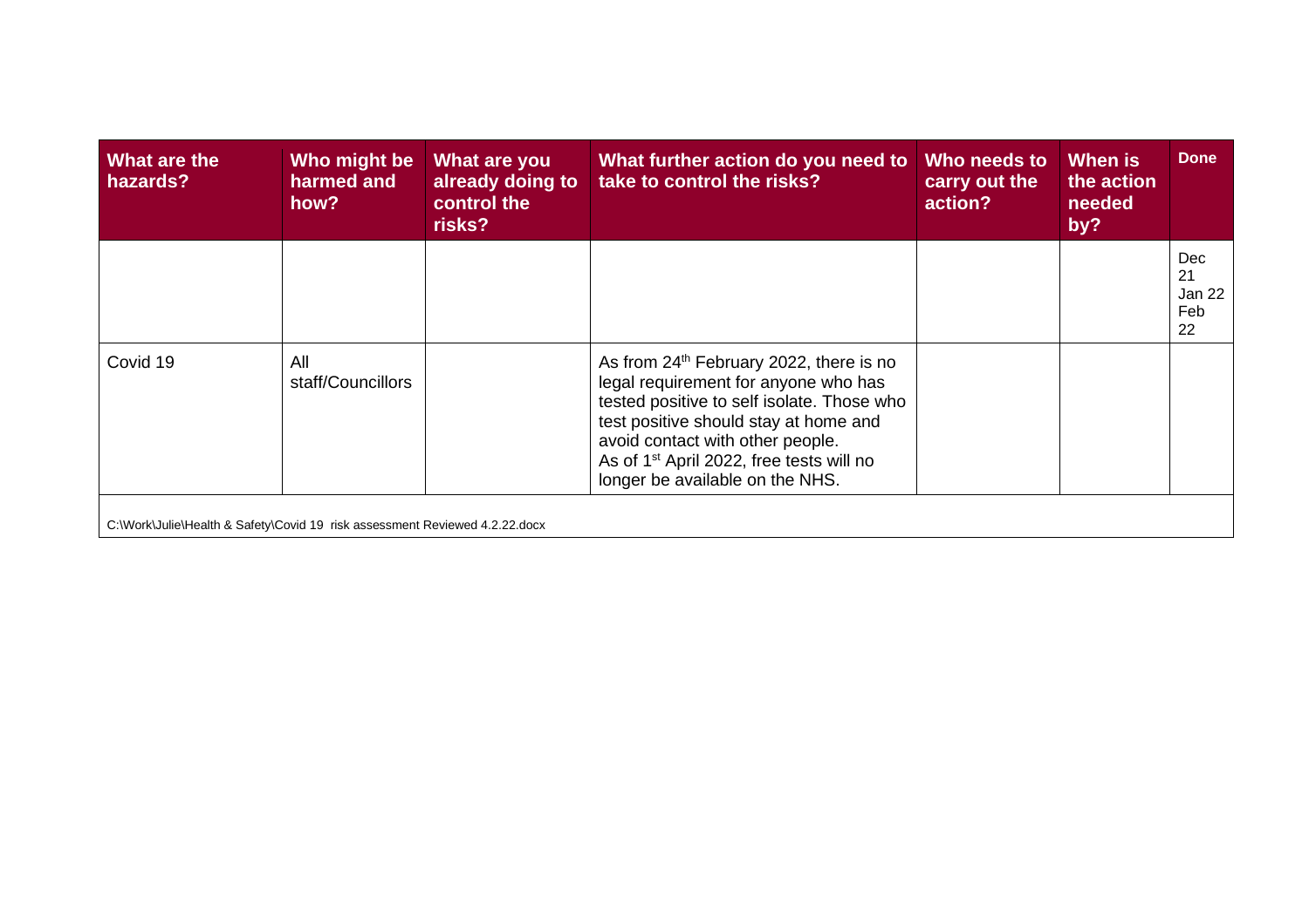| What are the hazards? | Who might be harmed and how? | What are you already doing to control the risks? | What further action do you need to take to control the risks? | Who needs to carry out the action? | When is the action needed by? | Done |
|---|---|---|---|---|---|---|
| | | | | | | Dec 21 Jan 22 Feb 22 |
| Covid 19 | All staff/Councillors | | As from 24th February 2022, there is no legal requirement for anyone who has tested positive to self isolate. Those who test positive should stay at home and avoid contact with other people. As of 1st April 2022, free tests will no longer be available on the NHS. | | | |

C:\Work\Julie\Health & Safety\Covid 19 risk assessment Reviewed 4.2.22.docx